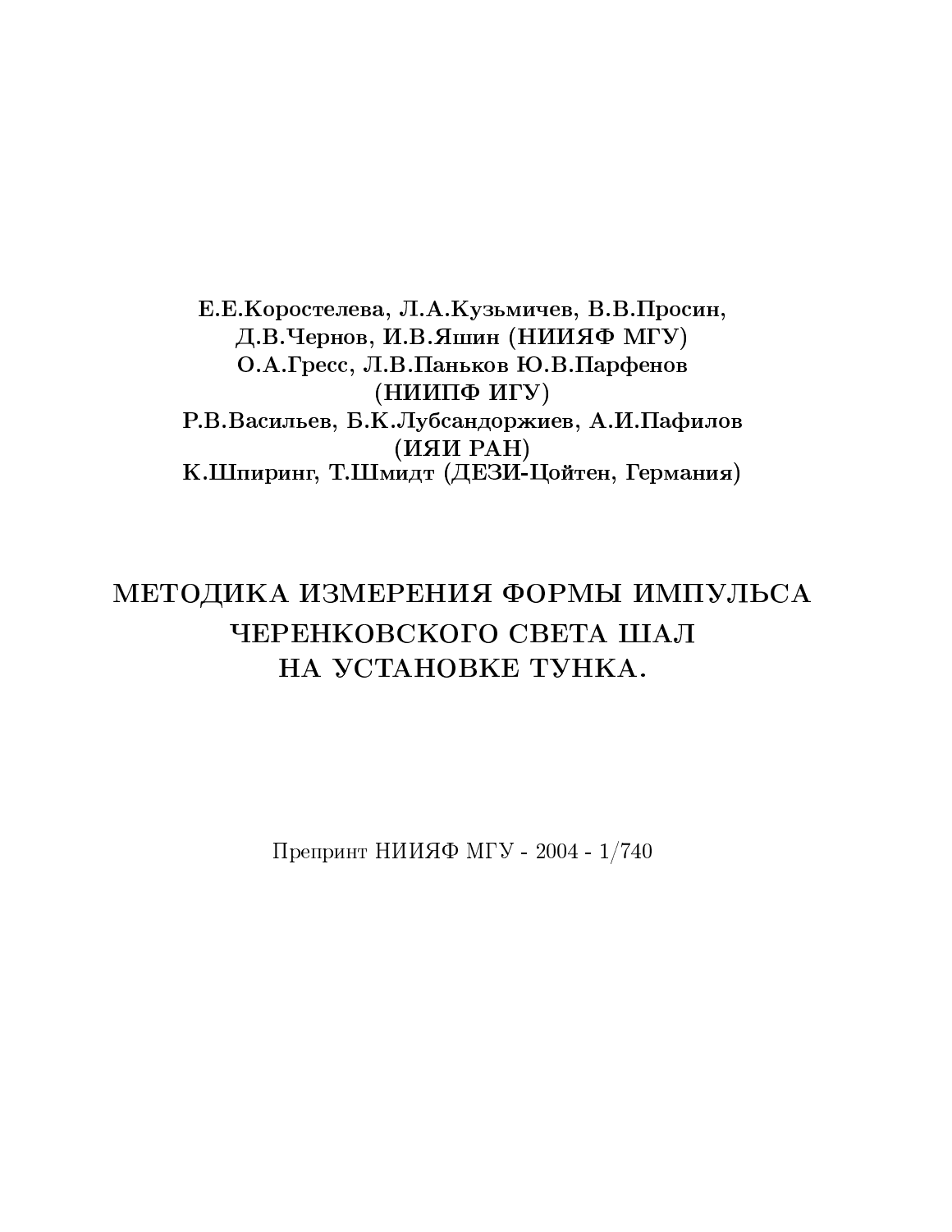**Е.Е.Коростелева, Л.А.Кузьмичев, В.В.Просин,**
**Д.В.Чернов, И.В.Яшин (НИИЯФ МГУ)**
**О.А.Гресс, Л.В.Паньков Ю.В.Парфенов**
**(НИИПФ ИГУ)**
**Р.В.Васильев, Б.К.Лубсандоржиев, А.И.Пафилов**
**(ИЯИ РАН)**
**К.Шпиринг, Т.Шмидт (ДЕЗИ-Цойтен, Германия)**

# МЕТОДИКА ИЗМЕРЕНИЯ ФОРМЫ ИМПУЛЬСА ЧЕРЕНКОВСКОГО СВЕТА ШАЛ НА УСТАНОВКЕ ТУНКА.

Препринт НИИЯФ МГУ - 2004 - 1/740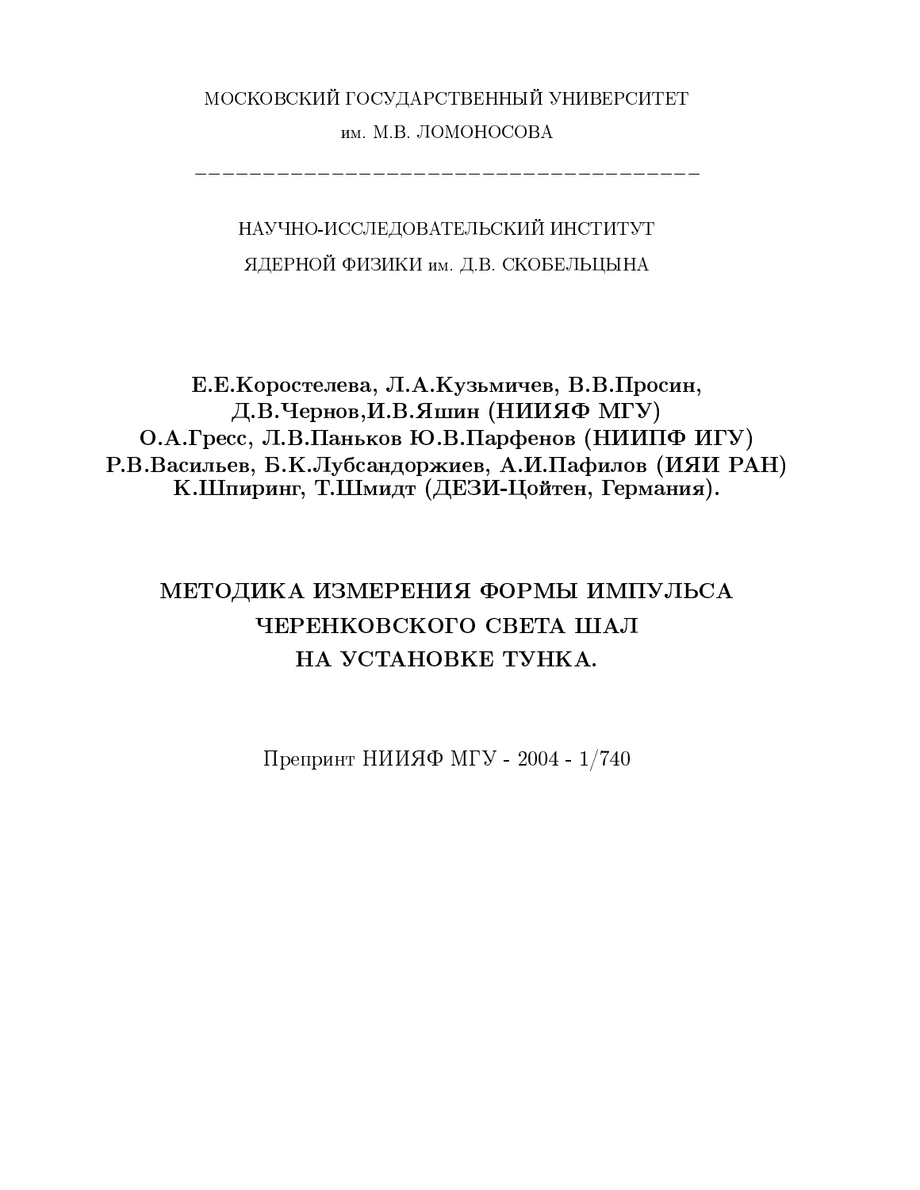МОСКОВСКИЙ ГОСУДАРСТВЕННЫЙ УНИВЕРСИТЕТ

им. М.В. ЛОМОНОСОВА

---

НАУЧНО-ИССЛЕДОВАТЕЛЬСКИЙ ИНСТИТУТ

ЯДЕРНОЙ ФИЗИКИ им. Д.В. СКОБЕЛЬЦЫНА

**Е.Е.Коростелева, Л.А.Кузьмичев, В.В.Просин, Д.В.Чернов,И.В.Яшин (НИИЯФ МГУ)**
**О.А.Гресс, Л.В.Паньков Ю.В.Парфенов (НИИПФ ИГУ)**
**Р.В.Васильев, Б.К.Лубсандоржиев, А.И.Пафилов (ИЯИ РАН)**
**К.Шпиринг, Т.Шмидт (ДЕЗИ-Цойтен, Германия).**

# МЕТОДИКА ИЗМЕРЕНИЯ ФОРМЫ ИМПУЛЬСА ЧЕРЕНКОВСКОГО СВЕТА ШАЛ НА УСТАНОВКЕ ТУНКА.

Препринт НИИЯФ МГУ - 2004 - 1/740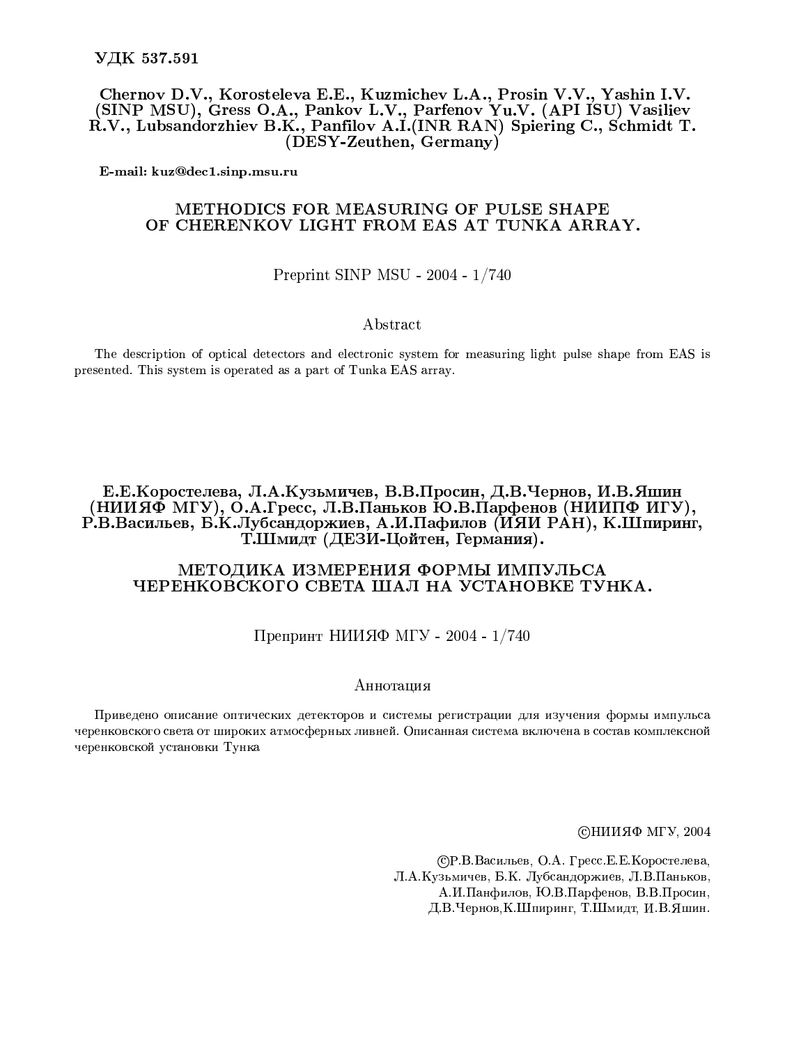**УДК 537.591**

**Chernov D.V., Korosteleva E.E., Kuzmichev L.A., Prosin V.V., Yashin I.V. (SINP MSU), Gress O.A., Pankov L.V., Parfenov Yu.V. (API ISU) Vasiliev R.V., Lubsandorzhiev B.K., Panfilov A.I.(INR RAN) Spiering C., Schmidt T. (DESY-Zeuthen, Germany)**

**E-mail: kuz@dec1.sinp.msu.ru**

## METHODICS FOR MEASURING OF PULSE SHAPE OF CHERENKOV LIGHT FROM EAS AT TUNKA ARRAY.

Preprint SINP MSU - 2004 - 1/740

### Abstract

The description of optical detectors and electronic system for measuring light pulse shape from EAS is presented. This system is operated as a part of Tunka EAS array.

**Е.Е.Коростелева, Л.А.Кузьмичев, В.В.Просин, Д.В.Чернов, И.В.Яшин (НИИЯФ МГУ), О.А.Гресс, Л.В.Паньков Ю.В.Парфенов (НИИПФ ИГУ), Р.В.Васильев, Б.К.Лубсандоржиев, А.И.Пафилов (ИЯИ РАН), К.Шпиринг, Т.Шмидт (ДЕЗИ-Цойтен, Германия).**

## МЕТОДИКА ИЗМЕРЕНИЯ ФОРМЫ ИМПУЛЬСА ЧЕРЕНКОВСКОГО СВЕТА ШАЛ НА УСТАНОВКЕ ТУНКА.

Препринт НИИЯФ МГУ - 2004 - 1/740

### Аннотация

Приведено описание оптических детекторов и системы регистрации для изучения формы импульса черенковского света от широких атмосферных ливней. Описанная система включена в состав комплексной черенковской установки Тунка

©НИИЯФ МГУ, 2004

©Р.В.Васильев, О.А. Гресс.Е.Е.Коростелева, Л.А.Кузьмичев, Б.К. Лубсандоржиев, Л.В.Паньков, А.И.Панфилов, Ю.В.Парфенов, В.В.Просин, Д.В.Чернов,К.Шпиринг, Т.Шмидт, И.В.Яшин.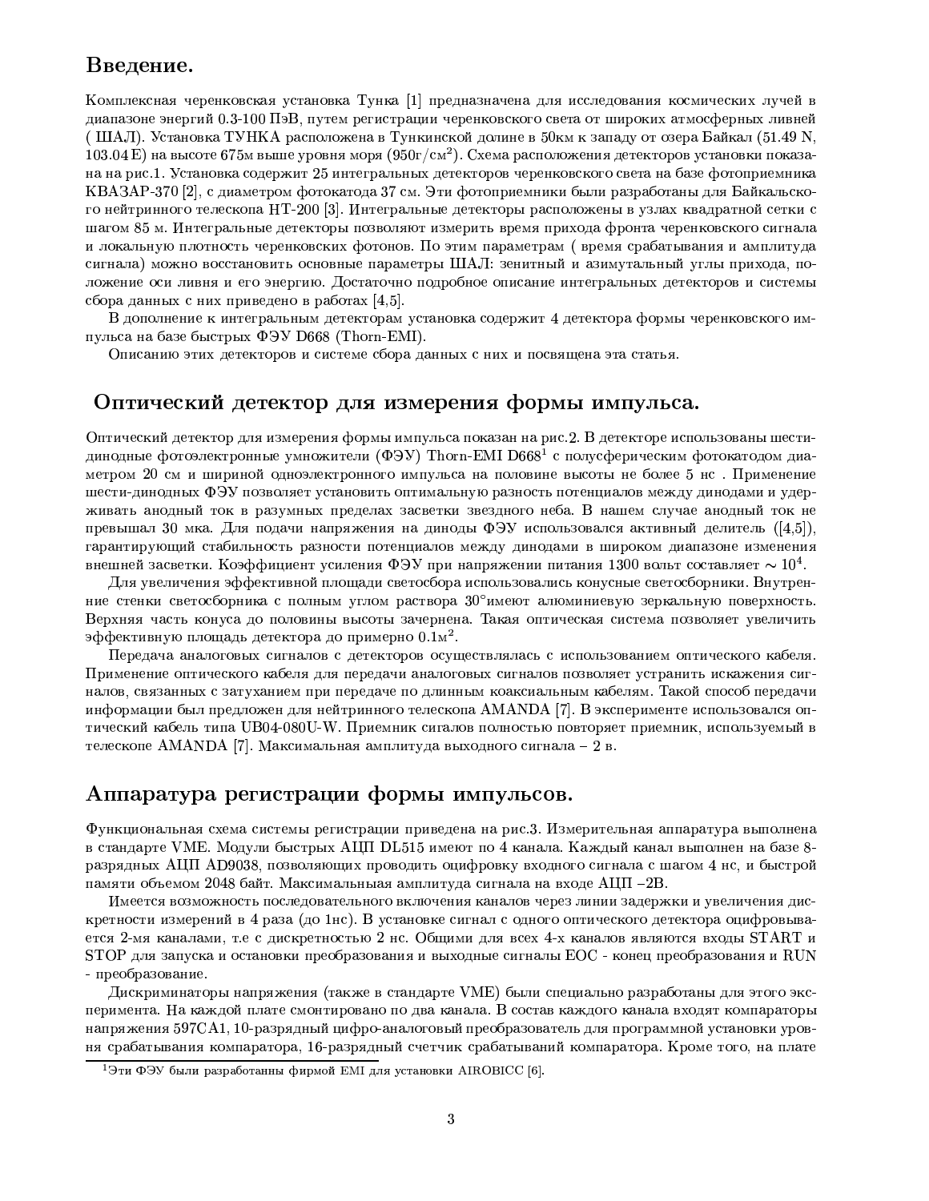## Введение.

Комплексная черенковская установка Тунка [1] предназначена для исследования космических лучей в диапазоне энергий 0.3-100 ПэВ, путем регистрации черенковского света от широких атмосферных ливней ( ШАЛ). Установка ТУНКА расположена в Тункинской долине в 50км к западу от озера Байкал (51.49 N, 103.04 E) на высоте 675м выше уровня моря (950г/см$^2$). Схема расположения детекторов установки показана на рис.1. Установка содержит 25 интегральных детекторов черенковского света на базе фотоприемника КВАЗАР-370 [2], с диаметром фотокатода 37 см. Эти фотоприемники были разработаны для Байкальского нейтринного телескопа НТ-200 [3]. Интегральные детекторы расположены в узлах квадратной сетки с шагом 85 м. Интегральные детекторы позволяют измерить время прихода фронта черенковского сигнала и локальную плотность черенковских фотонов. По этим параметрам ( время срабатывания и амплитуда сигнала) можно восстановить основные параметры ШАЛ: зенитный и азимутальный углы прихода, положение оси ливня и его энергию. Достаточно подробное описание интегральных детекторов и системы сбора данных с них приведено в работах [4,5].

В дополнение к интегральным детекторам установка содержит 4 детектора формы черенковского импульса на базе быстрых ФЭУ D668 (Thorn-EMI).

Описанию этих детекторов и системе сбора данных с них и посвящена эта статья.

## Оптический детектор для измерения формы импульса.

Оптический детектор для измерения формы импульса показан на рис.2. В детекторе использованы шести-динодные фотоэлектронные умножители (ФЭУ) Thorn-EMI D668[1] с полусферическим фотокатодом диаметром 20 см и шириной одноэлектронного импульса на половине высоты не более 5 нс . Применение шести-динодных ФЭУ позволяет установить оптимальную разность потенциалов между динодами и удерживать анодный ток в разумных пределах засветки звездного неба. В нашем случае анодный ток не превышал 30 мка. Для подачи напряжения на диноды ФЭУ использовался активный делитель ([4,5]), гарантирующий стабильность разности потенциалов между динодами в широком диапазоне изменения внешней засветки. Коэффициент усиления ФЭУ при напряжении питания 1300 вольт составляет $\sim 10^4$.

Для увеличения эффективной площади светосбора использовались конусные светосборники. Внутренние стенки светосборника с полным углом раствора 30°имеют алюминиевую зеркальную поверхность. Верхняя часть конуса до половины высоты зачернена. Такая оптическая система позволяет увеличить эффективную площадь детектора до примерно 0.1м$^2$.

Передача аналоговых сигналов с детекторов осуществлялась с использованием оптического кабеля. Применение оптического кабеля для передачи аналоговых сигналов позволяет устранить искажения сигналов, связанных с затуханием при передаче по длинным коаксиальным кабелям. Такой способ передачи информации был предложен для нейтринного телескопа AMANDA [7]. В эксперименте использовался оптический кабель типа UB04-080U-W. Приемник сигалов полностью повторяет приемник, используемый в телескопе AMANDA [7]. Максимальная амплитуда выходного сигнала – 2 в.

## Аппаратура регистрации формы импульсов.

Функциональная схема системы регистрации приведена на рис.3. Измерительная аппаратура выполнена в стандарте VME. Модули быстрых АЦП DL515 имеют по 4 канала. Каждый канал выполнен на базе 8-разрядных АЦП AD9038, позволяющих проводить оцифровку входного сигнала с шагом 4 нс, и быстрой памяти объемом 2048 байт. Максимальныая амплитуда сигнала на входе АЦП –2В.

Имеется возможность последовательного включения каналов через линии задержки и увеличения дискретности измерений в 4 раза (до 1нс). В установке сигнал с одного оптического детектора оцифровывается 2-мя каналами, т.е с дискретностью 2 нс. Общими для всех 4-х каналов являются входы START и STOP для запуска и остановки преобразования и выходные сигналы EOC - конец преобразования и RUN - преобразование.

Дискриминаторы напряжения (также в стандарте VME) были специально разработаны для этого эксперимента. На каждой плате смонтировано по два канала. В состав каждого канала входят компараторы напряжения 597СА1, 10-разрядный цифро-аналоговый преобразователь для программной установки уровня срабатывания компаратора, 16-разрядный счетчик срабатываний компаратора. Кроме того, на плате

[1] Эти ФЭУ были разработанны фирмой EMI для установки AIROBICC [6].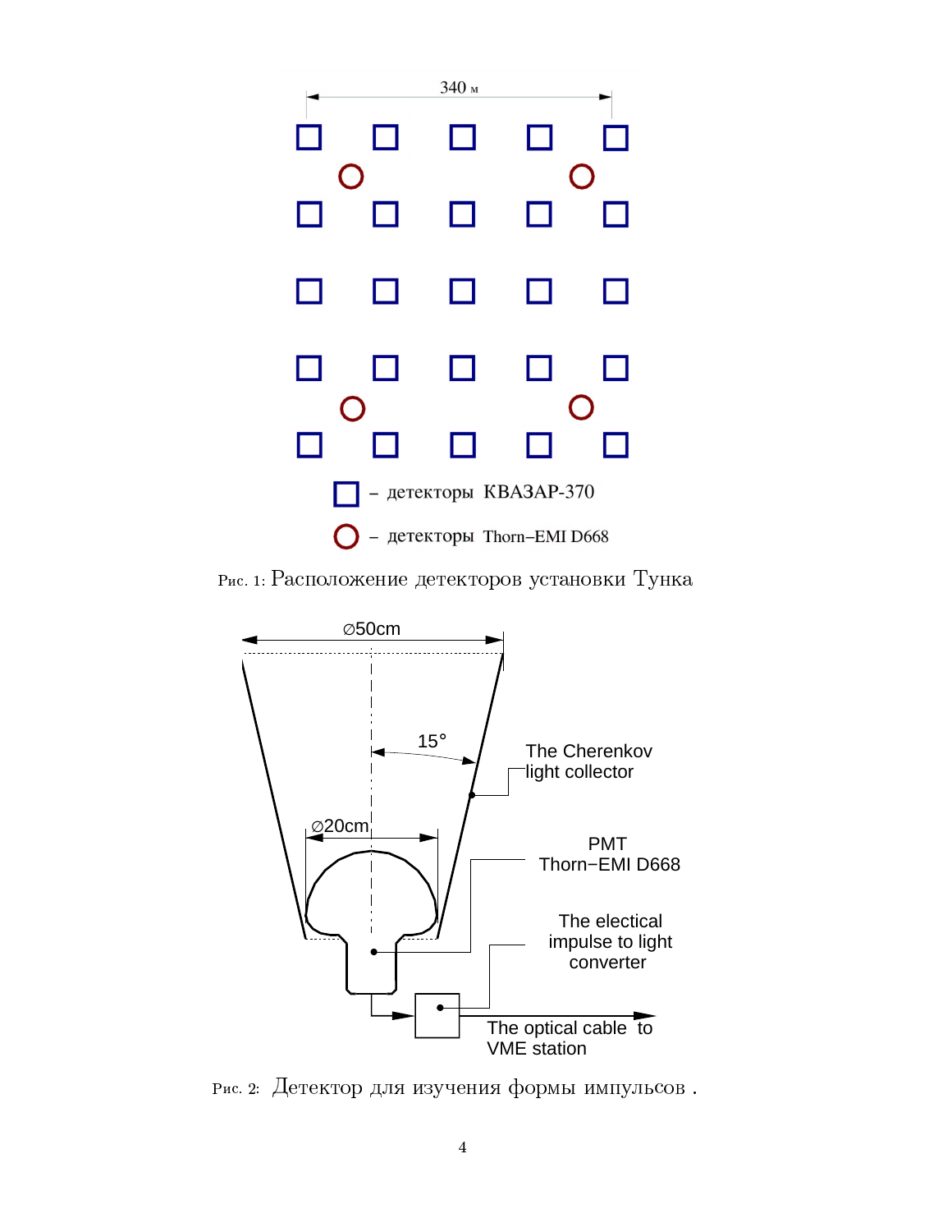Рис. 1: Расположение детекторов установки Тунка

Рис. 2: Детектор для изучения формы импульсов .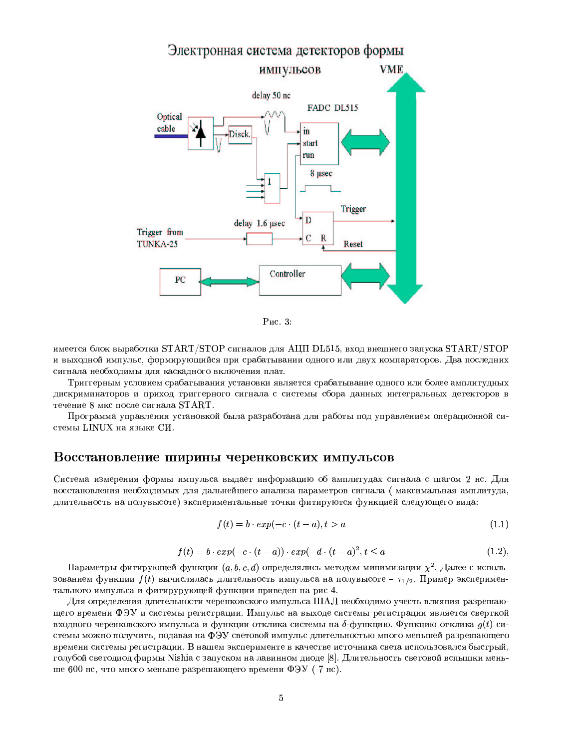Рис. 3:

имеется блок выработки START/STOP сигналов для АЦП DL515, вход внешнего запуска START/STOP и выходной импульс, формирующийся при срабатывании одного или двух компараторов. Два последних сигнала необходимы для каскадного включения плат.

Триггерным условием срабатывания установки является срабатывание одного или более амплитудных дискриминаторов и приход триггерного сигнала с системы сбора данных интегральных детекторов в течение 8 мкс после сигнала START.

Программа управления установкой была разработана для работы под управлением операционной системы LINUX на языке СИ.

## Восстановление ширины черенковских импульсов

Система измерения формы импульса выдает информацию об амплитудах сигнала с шагом 2 нс. Для восстановления необходимых для дальнейшего анализа параметров сигнала ( максимальная амплитуда, длительность на полувысоте) экспериментальные точки фитируются функцией следующего вида:

$$f(t) = b \cdot exp(-c \cdot (t-a), t > a \quad (1.1)$$

$$f(t) = b \cdot exp(-c \cdot (t-a)) \cdot exp(-d \cdot (t-a)^2, t \leq a \quad (1.2),$$

Параметры фитирующей функции $(a, b, c, d)$ определялись методом минимизации $\chi^2$. Далее с использованием функции $f(t)$ вычислялась длительность импульса на полувысоте – $\tau_{1/2}$. Пример экспериментального импульса и фитирурующей функции приведен на рис 4.

Для определения длительности черенковского импульса ШАЛ необходимо учесть влияния разрешающего времени ФЭУ и системы регистрации. Импульс на выходе системы регистрации является сверткой входного черенковского импульса и функции отклика системы на $\delta$-функцию. Функцию отклика $g(t)$ системы можно получить, подавая на ФЭУ световой импульс длительностью много меньшей разрешающего времени системы регистрации. В нашем эксперименте в качестве источника света использовался быстрый, голубой светодиод фирмы Nishia с запуском на лавинном диоде [8]. Длительность световой вспышки меньше 600 нс, что много меньше разрешающего времени ФЭУ ( 7 нс).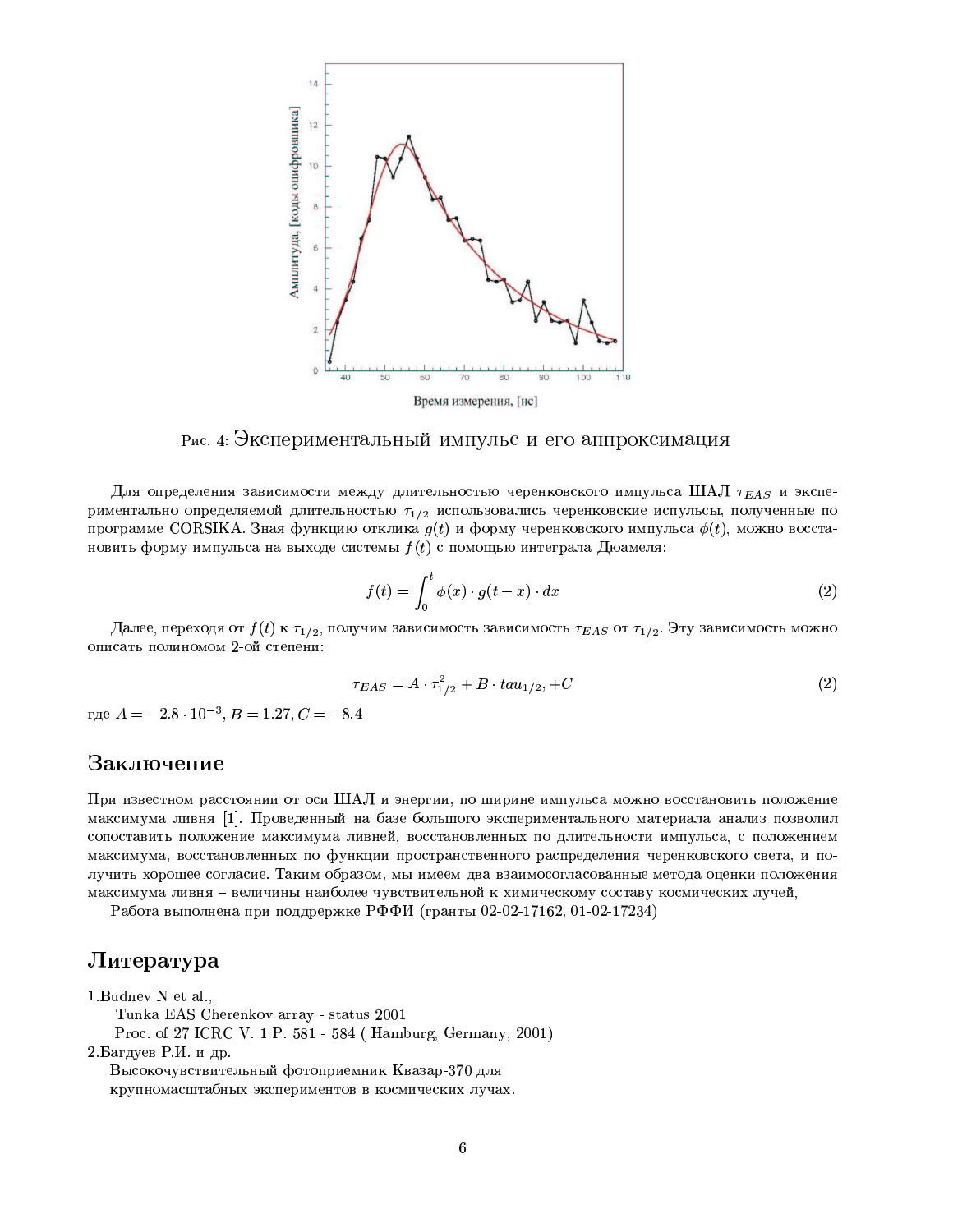Рис. 4: Экспериментальный импульс и его аппроксимация

Для определения зависимости между длительностью черенковского импульса ШАЛ $\tau_{EAS}$ и экспериментально определяемой длительностью $\tau_{1/2}$ использовались черенковские испульсы, полученные по программе CORSIKA. Зная функцию отклика $g(t)$ и форму черенковского импульса $\phi(t)$, можно восстановить форму импульса на выходе системы $f(t)$ с помощью интеграла Дюамеля:

$$f(t) = \int_0^t \phi(x) \cdot g(t - x) \cdot dx \tag{2}$$

Далее, переходя от $f(t)$ к $\tau_{1/2}$, получим зависимость зависимость $\tau_{EAS}$ от $\tau_{1/2}$. Эту зависимость можно описать полиномом 2-ой степени:

$$\tau_{EAS} = A \cdot \tau_{1/2}^2 + B \cdot tau_{1/2}, +C \tag{2}$$

где $A = -2.8 \cdot 10^{-3}, B = 1.27, C = -8.4$

## Заключение

При известном расстоянии от оси ШАЛ и энергии, по ширине импульса можно восстановить положение максимума ливня [1]. Проведенный на базе большого экспериментального материала анализ позволил сопоставить положение максимума ливней, восстановленных по длительности импульса, с положением максимума, восстановленных по функции пространственного распределения черенковского света, и получить хорошее согласие. Таким образом, мы имеем два взаимосогласованные метода оценки положения максимума ливня – величины наиболее чувствительной к химическому составу космических лучей,

Работа выполнена при поддержке РФФИ (гранты 02-02-17162, 01-02-17234)

## Литература

1.Budnev N et al.,
Tunka EAS Cherenkov array - status 2001
Proc. of 27 ICRC V. 1 P. 581 - 584 ( Hamburg, Germany, 2001)

2.Бадгуев Р.И. и др.
Высокочувствительный фотоприемник Квазар-370 для крупномасштабных экспериментов в космических лучах.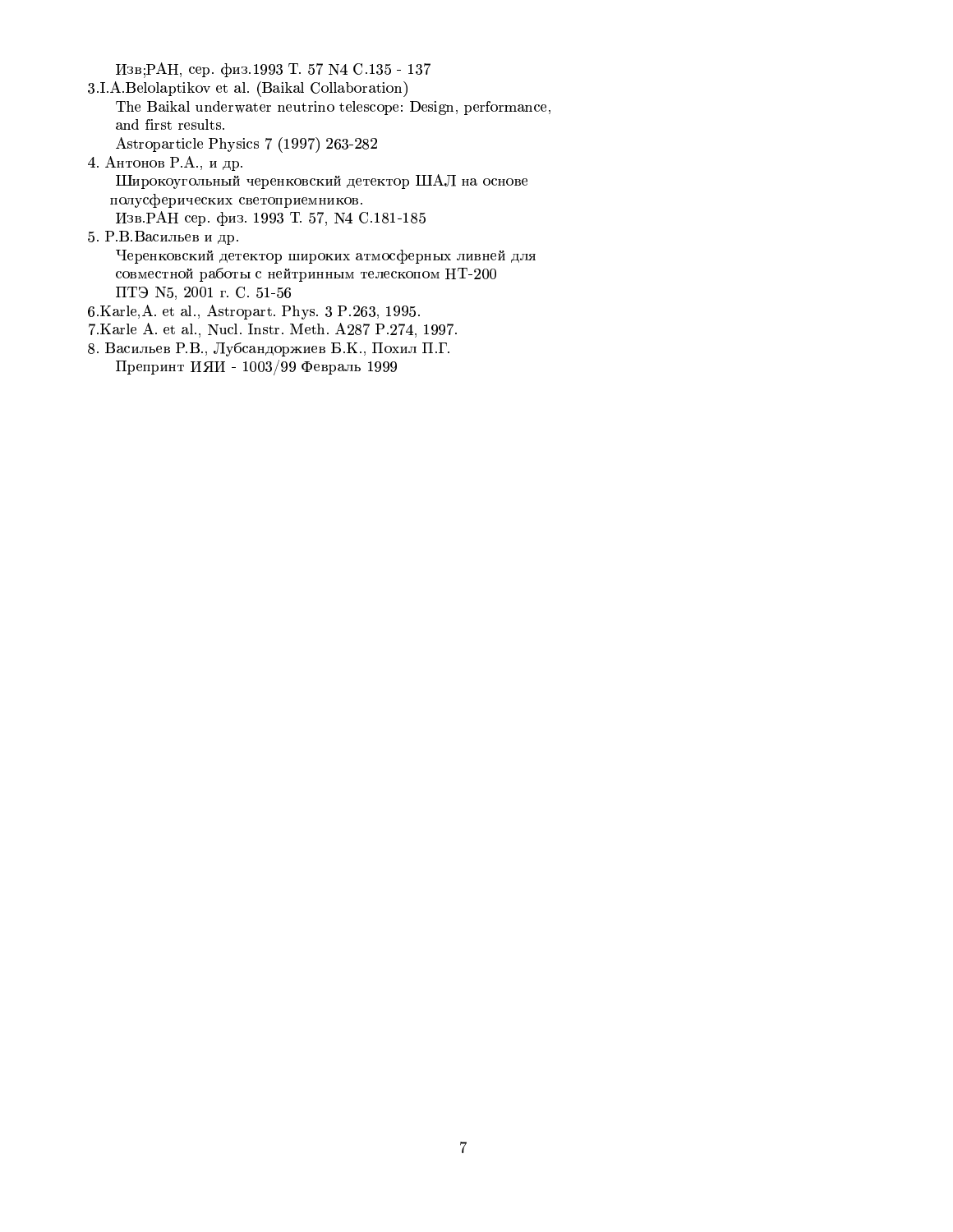Изв;РАН, сер. физ.1993 Т. 57 N4 С.135 - 137

3.I.A.Belolaptikov et al. (Baikal Collaboration)
The Baikal underwater neutrino telescope: Design, performance, and first results.
Astroparticle Physics 7 (1997) 263-282

4. Антонов Р.А., и др.
Широкоугольный черенковский детектор ШАЛ на основе полусферических светоприемников.
Изв.РАН сер. физ. 1993 Т. 57, N4 С.181-185

5. Р.В.Васильев и др.
Черенковский детектор широких атмосферных ливней для совместной работы с нейтринным телескопом НТ-200
ПТЭ N5, 2001 г. С. 51-56

6.Karle,A. et al., Astropart. Phys. 3 P.263, 1995.

7.Karle A. et al., Nucl. Instr. Meth. A287 P.274, 1997.

8. Васильев Р.В., Лубсандоржиев Б.К., Похил П.Г.
Препринт ИЯИ - 1003/99 Февраль 1999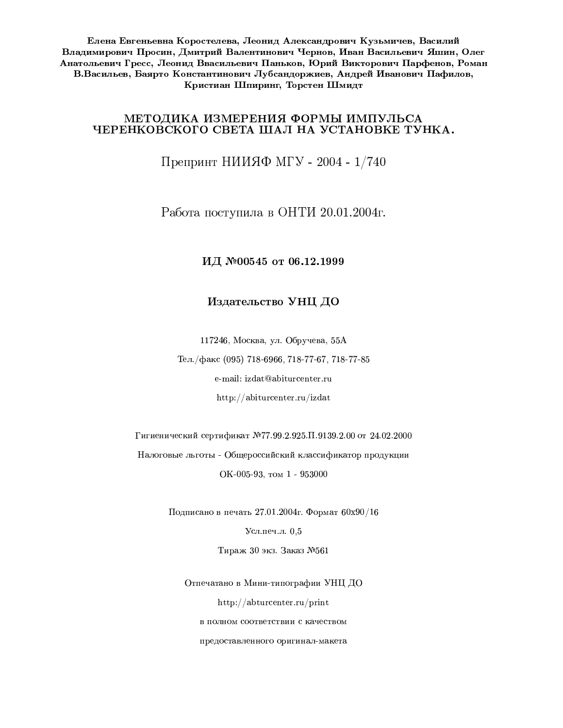**Елена Евгеньевна Коростелева, Леонид Александрович Кузьмичев, Василий Владимирович Просин, Дмитрий Валентинович Чернов, Иван Васильевич Яшин, Олег Анатольевич Гресс, Леонид Ввасильевич Паньков, Юрий Викторович Парфенов, Роман В.Васильев, Баярто Константинович Лубсандоржиев, Андрей Иванович Пафилов, Кристиан Шпиринг, Торстен Шмидт**

## МЕТОДИКА ИЗМЕРЕНИЯ ФОРМЫ ИМПУЛЬСА ЧЕРЕНКОВСКОГО СВЕТА ШАЛ НА УСТАНОВКЕ ТУНКА.

Препринт НИИЯФ МГУ - 2004 - 1/740

Работа поступила в ОНТИ 20.01.2004г.

**ИД №00545 от 06.12.1999**

**Издательство УНЦ ДО**

117246, Москва, ул. Обручева, 55А

Тел./факс (095) 718-6966, 718-77-67, 718-77-85

e-mail: izdat@abiturcenter.ru

http://abiturcenter.ru/izdat

Гигиенический сертификат №77.99.2.925.П.9139.2.00 от 24.02.2000

Налоговые льготы - Общероссийский классификатор продукции

ОК-005-93, том 1 - 953000

Подписано в печать 27.01.2004г. Формат 60x90/16

Усл.печ.л. 0,5

Тираж 30 экз. Заказ №561

Отпечатано в Мини-типографии УНЦ ДО

http://abturcenter.ru/print

в полном соответствии с качеством

предоставленного оригинал-макета